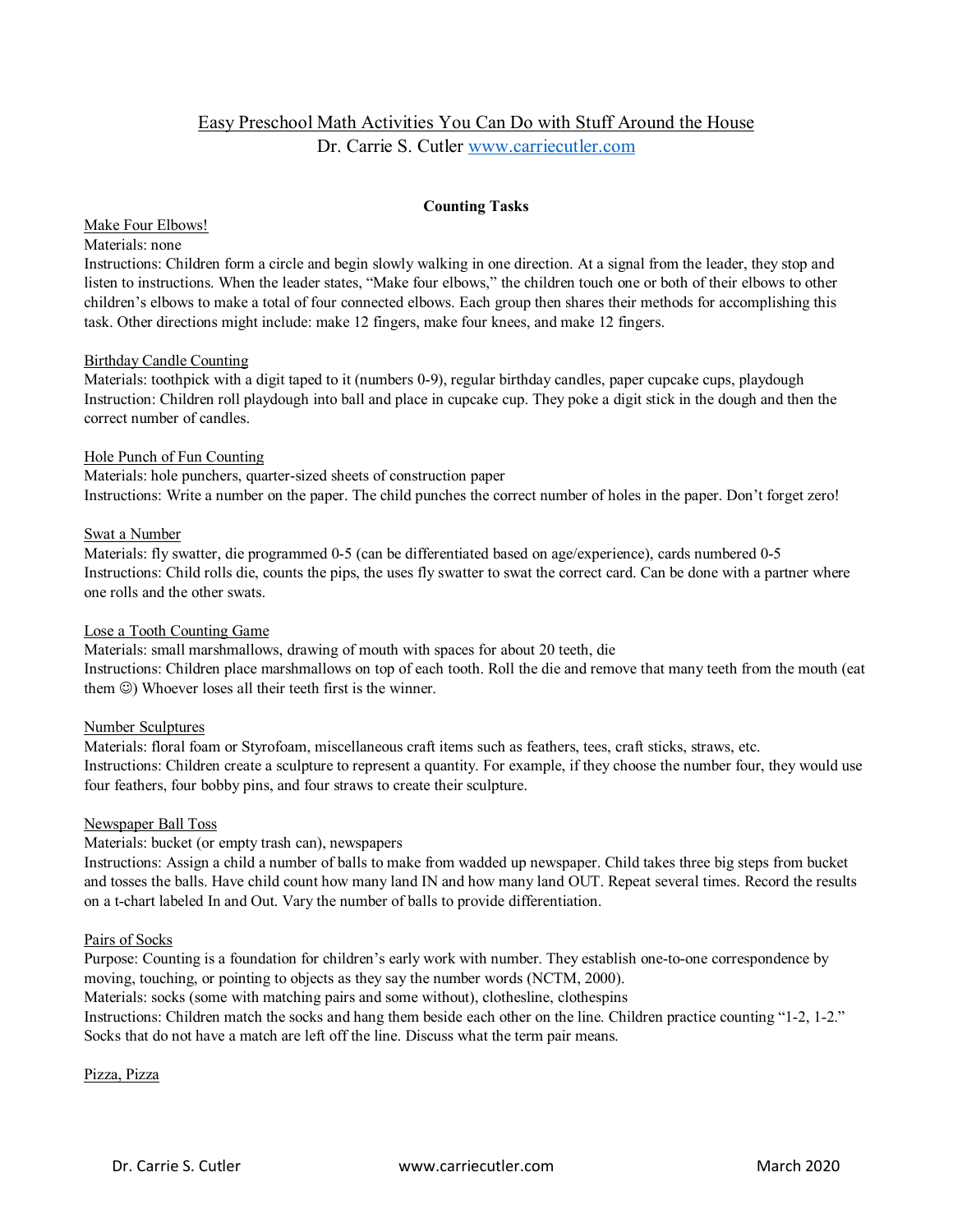# Easy Preschool Math Activities You Can Do with Stuff Around the House

Dr. Carrie S. Cutler www.carriecutler.com

## Counting Tasks

### Make Four Elbows!

Materials: none

Instructions: Children form a circle and begin slowly walking in one direction. At a signal from the leader, they stop and listen to instructions. When the leader states, "Make four elbows," the children touch one or both of their elbows to other children's elbows to make a total of four connected elbows. Each group then shares their methods for accomplishing this task. Other directions might include: make 12 fingers, make four knees, and make 12 fingers.

### Birthday Candle Counting

Materials: toothpick with a digit taped to it (numbers 0-9), regular birthday candles, paper cupcake cups, playdough

Instruction: Children roll playdough into ball and place in cupcake cup. They poke a digit stick in the dough and then the correct number of candles.

### Hole Punch of Fun Counting

Materials: hole punchers, quarter-sized sheets of construction paper

Instructions: Write a number on the paper. The child punches the correct number of holes in the paper. Don't forget zero!

### Swat a Number

Materials: fly swatter, die programmed 0-5 (can be differentiated based on age/experience), cards numbered 0-5

Instructions: Child rolls die, counts the pips, the uses fly swatter to swat the correct card. Can be done with a partner where one rolls and the other swats.

### Lose a Tooth Counting Game

Materials: small marshmallows, drawing of mouth with spaces for about 20 teeth, die

Instructions: Children place marshmallows on top of each tooth. Roll the die and remove that many teeth from the mouth (eat them ☺) Whoever loses all their teeth first is the winner.

### Number Sculptures

Materials: floral foam or Styrofoam, miscellaneous craft items such as feathers, tees, craft sticks, straws, etc.

Instructions: Children create a sculpture to represent a quantity. For example, if they choose the number four, they would use four feathers, four bobby pins, and four straws to create their sculpture.

### Newspaper Ball Toss

Materials: bucket (or empty trash can), newspapers

Instructions: Assign a child a number of balls to make from wadded up newspaper. Child takes three big steps from bucket and tosses the balls. Have child count how many land IN and how many land OUT. Repeat several times. Record the results on a t-chart labeled In and Out. Vary the number of balls to provide differentiation.

### Pairs of Socks

Purpose: Counting is a foundation for children's early work with number. They establish one-to-one correspondence by moving, touching, or pointing to objects as they say the number words (NCTM, 2000).

Materials: socks (some with matching pairs and some without), clothesline, clothespins

Instructions: Children match the socks and hang them beside each other on the line. Children practice counting "1-2, 1-2." Socks that do not have a match are left off the line. Discuss what the term pair means.

### Pizza, Pizza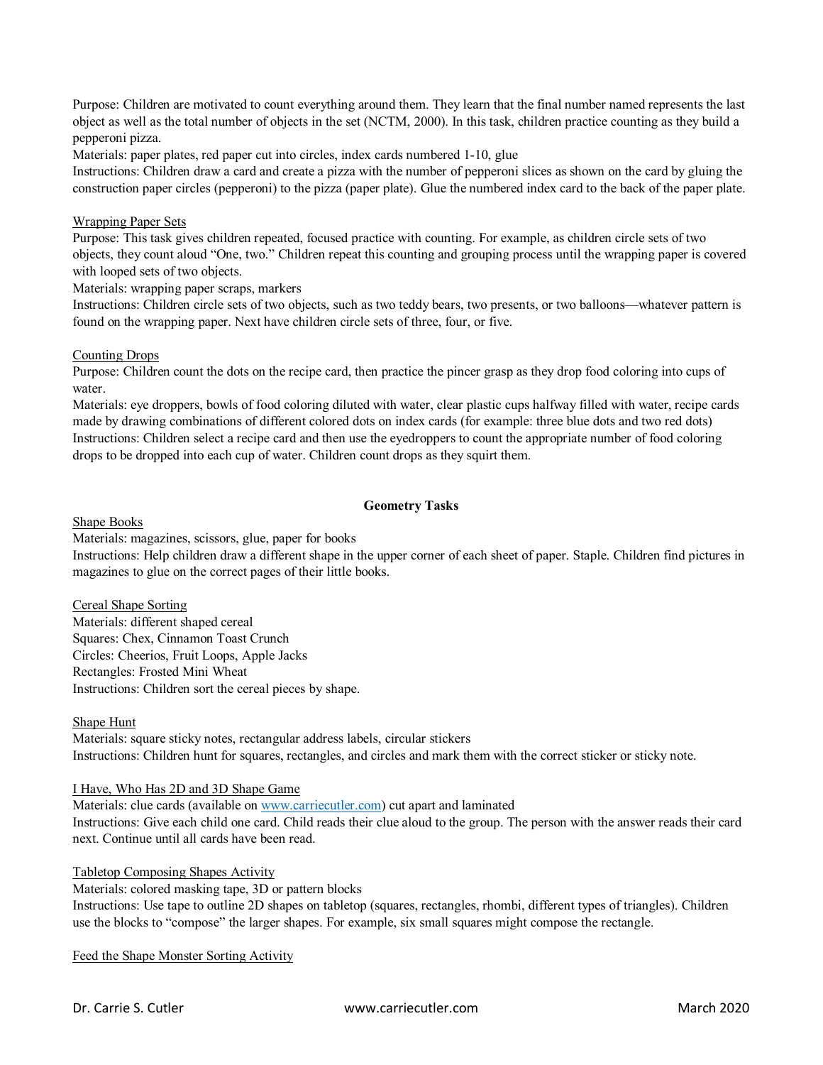Purpose: Children are motivated to count everything around them. They learn that the final number named represents the last object as well as the total number of objects in the set (NCTM, 2000). In this task, children practice counting as they build a pepperoni pizza.

Materials: paper plates, red paper cut into circles, index cards numbered 1-10, glue

Instructions: Children draw a card and create a pizza with the number of pepperoni slices as shown on the card by gluing the construction paper circles (pepperoni) to the pizza (paper plate). Glue the numbered index card to the back of the paper plate.

<u>Wrapping Paper Sets</u>

Purpose: This task gives children repeated, focused practice with counting. For example, as children circle sets of two objects, they count aloud "One, two." Children repeat this counting and grouping process until the wrapping paper is covered with looped sets of two objects.

Materials: wrapping paper scraps, markers

Instructions: Children circle sets of two objects, such as two teddy bears, two presents, or two balloons—whatever pattern is found on the wrapping paper. Next have children circle sets of three, four, or five.

<u>Counting Drops</u>

Purpose: Children count the dots on the recipe card, then practice the pincer grasp as they drop food coloring into cups of water.

Materials: eye droppers, bowls of food coloring diluted with water, clear plastic cups halfway filled with water, recipe cards made by drawing combinations of different colored dots on index cards (for example: three blue dots and two red dots)

Instructions: Children select a recipe card and then use the eyedroppers to count the appropriate number of food coloring drops to be dropped into each cup of water. Children count drops as they squirt them.

## Geometry Tasks

<u>Shape Books</u>

Materials: magazines, scissors, glue, paper for books

Instructions: Help children draw a different shape in the upper corner of each sheet of paper. Staple. Children find pictures in magazines to glue on the correct pages of their little books.

<u>Cereal Shape Sorting</u>

Materials: different shaped cereal

Squares: Chex, Cinnamon Toast Crunch

Circles: Cheerios, Fruit Loops, Apple Jacks

Rectangles: Frosted Mini Wheat

Instructions: Children sort the cereal pieces by shape.

<u>Shape Hunt</u>

Materials: square sticky notes, rectangular address labels, circular stickers

Instructions: Children hunt for squares, rectangles, and circles and mark them with the correct sticker or sticky note.

<u>I Have, Who Has 2D and 3D Shape Game</u>

Materials: clue cards (available on www.carriecutler.com) cut apart and laminated

Instructions: Give each child one card. Child reads their clue aloud to the group. The person with the answer reads their card next. Continue until all cards have been read.

<u>Tabletop Composing Shapes Activity</u>

Materials: colored masking tape, 3D or pattern blocks

Instructions: Use tape to outline 2D shapes on tabletop (squares, rectangles, rhombi, different types of triangles). Children use the blocks to "compose" the larger shapes. For example, six small squares might compose the rectangle.

<u>Feed the Shape Monster Sorting Activity</u>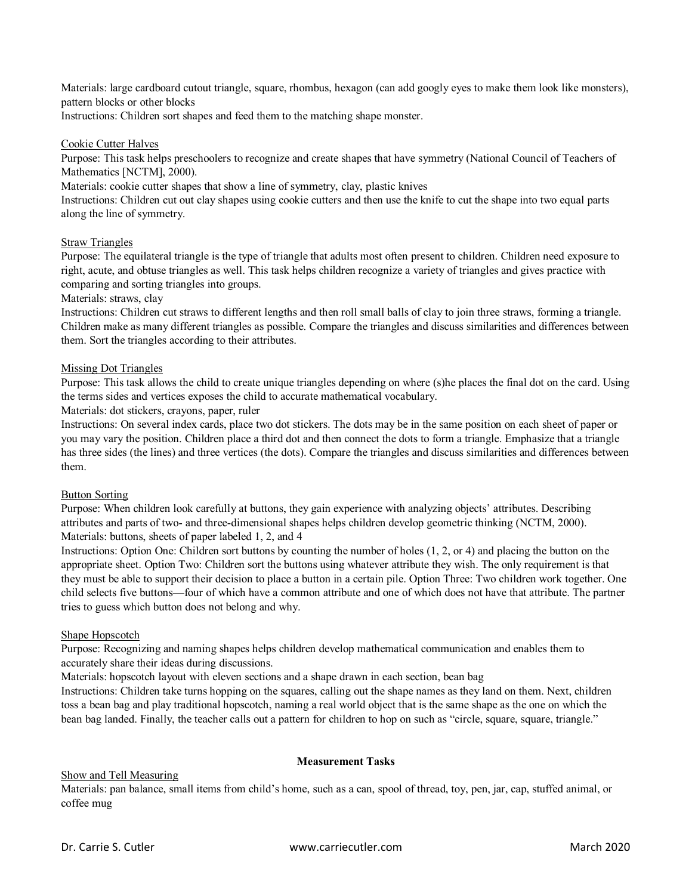Materials: large cardboard cutout triangle, square, rhombus, hexagon (can add googly eyes to make them look like monsters), pattern blocks or other blocks
Instructions: Children sort shapes and feed them to the matching shape monster.

Cookie Cutter Halves
Purpose: This task helps preschoolers to recognize and create shapes that have symmetry (National Council of Teachers of Mathematics [NCTM], 2000).
Materials: cookie cutter shapes that show a line of symmetry, clay, plastic knives
Instructions: Children cut out clay shapes using cookie cutters and then use the knife to cut the shape into two equal parts along the line of symmetry.

Straw Triangles
Purpose: The equilateral triangle is the type of triangle that adults most often present to children. Children need exposure to right, acute, and obtuse triangles as well. This task helps children recognize a variety of triangles and gives practice with comparing and sorting triangles into groups.
Materials: straws, clay
Instructions: Children cut straws to different lengths and then roll small balls of clay to join three straws, forming a triangle. Children make as many different triangles as possible. Compare the triangles and discuss similarities and differences between them. Sort the triangles according to their attributes.

Missing Dot Triangles
Purpose: This task allows the child to create unique triangles depending on where (s)he places the final dot on the card. Using the terms sides and vertices exposes the child to accurate mathematical vocabulary.
Materials: dot stickers, crayons, paper, ruler
Instructions: On several index cards, place two dot stickers. The dots may be in the same position on each sheet of paper or you may vary the position. Children place a third dot and then connect the dots to form a triangle. Emphasize that a triangle has three sides (the lines) and three vertices (the dots). Compare the triangles and discuss similarities and differences between them.

Button Sorting
Purpose: When children look carefully at buttons, they gain experience with analyzing objects' attributes. Describing attributes and parts of two- and three-dimensional shapes helps children develop geometric thinking (NCTM, 2000).
Materials: buttons, sheets of paper labeled 1, 2, and 4
Instructions: Option One: Children sort buttons by counting the number of holes (1, 2, or 4) and placing the button on the appropriate sheet. Option Two: Children sort the buttons using whatever attribute they wish. The only requirement is that they must be able to support their decision to place a button in a certain pile. Option Three: Two children work together. One child selects five buttons—four of which have a common attribute and one of which does not have that attribute. The partner tries to guess which button does not belong and why.

Shape Hopscotch
Purpose: Recognizing and naming shapes helps children develop mathematical communication and enables them to accurately share their ideas during discussions.
Materials: hopscotch layout with eleven sections and a shape drawn in each section, bean bag
Instructions: Children take turns hopping on the squares, calling out the shape names as they land on them. Next, children toss a bean bag and play traditional hopscotch, naming a real world object that is the same shape as the one on which the bean bag landed. Finally, the teacher calls out a pattern for children to hop on such as "circle, square, square, triangle."

## Measurement Tasks

Show and Tell Measuring
Materials: pan balance, small items from child's home, such as a can, spool of thread, toy, pen, jar, cap, stuffed animal, or coffee mug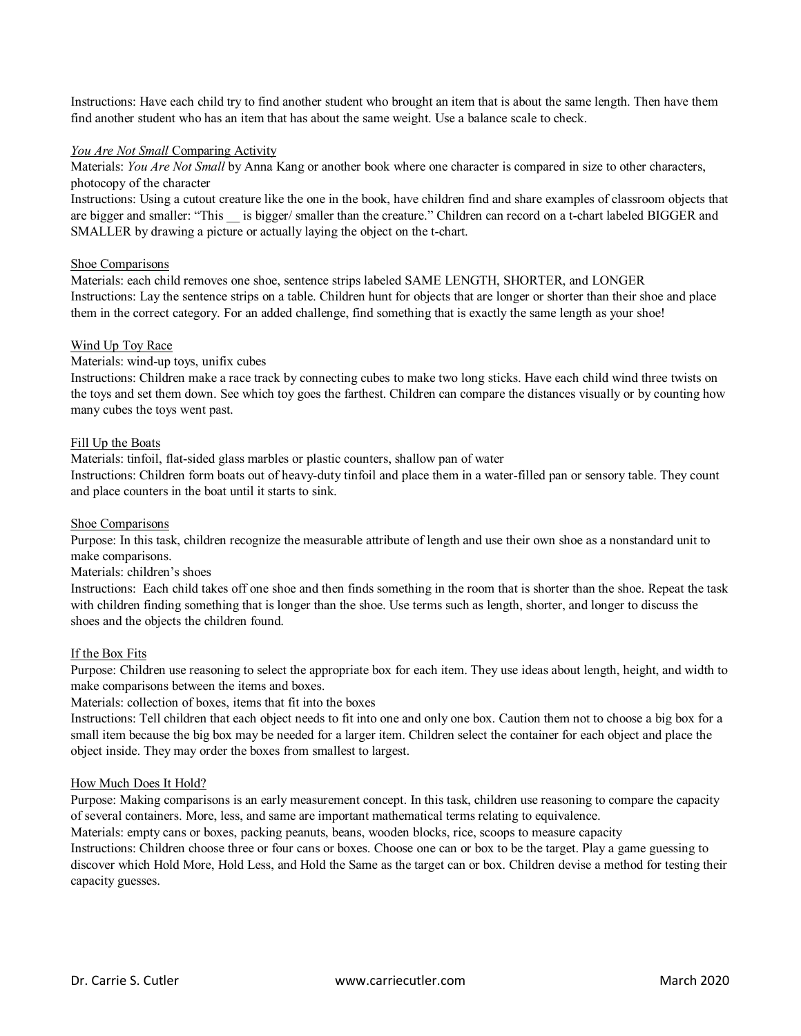Instructions: Have each child try to find another student who brought an item that is about the same length. Then have them find another student who has an item that has about the same weight. Use a balance scale to check.

### *You Are Not Small* Comparing Activity

Materials: *You Are Not Small* by Anna Kang or another book where one character is compared in size to other characters, photocopy of the character

Instructions: Using a cutout creature like the one in the book, have children find and share examples of classroom objects that are bigger and smaller: "This __ is bigger/ smaller than the creature." Children can record on a t-chart labeled BIGGER and SMALLER by drawing a picture or actually laying the object on the t-chart.

### Shoe Comparisons

Materials: each child removes one shoe, sentence strips labeled SAME LENGTH, SHORTER, and LONGER

Instructions: Lay the sentence strips on a table. Children hunt for objects that are longer or shorter than their shoe and place them in the correct category. For an added challenge, find something that is exactly the same length as your shoe!

### Wind Up Toy Race

Materials: wind-up toys, unifix cubes

Instructions: Children make a race track by connecting cubes to make two long sticks. Have each child wind three twists on the toys and set them down. See which toy goes the farthest. Children can compare the distances visually or by counting how many cubes the toys went past.

### Fill Up the Boats

Materials: tinfoil, flat-sided glass marbles or plastic counters, shallow pan of water

Instructions: Children form boats out of heavy-duty tinfoil and place them in a water-filled pan or sensory table. They count and place counters in the boat until it starts to sink.

### Shoe Comparisons

Purpose: In this task, children recognize the measurable attribute of length and use their own shoe as a nonstandard unit to make comparisons.

Materials: children's shoes

Instructions: Each child takes off one shoe and then finds something in the room that is shorter than the shoe. Repeat the task with children finding something that is longer than the shoe. Use terms such as length, shorter, and longer to discuss the shoes and the objects the children found.

### If the Box Fits

Purpose: Children use reasoning to select the appropriate box for each item. They use ideas about length, height, and width to make comparisons between the items and boxes.

Materials: collection of boxes, items that fit into the boxes

Instructions: Tell children that each object needs to fit into one and only one box. Caution them not to choose a big box for a small item because the big box may be needed for a larger item. Children select the container for each object and place the object inside. They may order the boxes from smallest to largest.

### How Much Does It Hold?

Purpose: Making comparisons is an early measurement concept. In this task, children use reasoning to compare the capacity of several containers. More, less, and same are important mathematical terms relating to equivalence.

Materials: empty cans or boxes, packing peanuts, beans, wooden blocks, rice, scoops to measure capacity

Instructions: Children choose three or four cans or boxes. Choose one can or box to be the target. Play a game guessing to discover which Hold More, Hold Less, and Hold the Same as the target can or box. Children devise a method for testing their capacity guesses.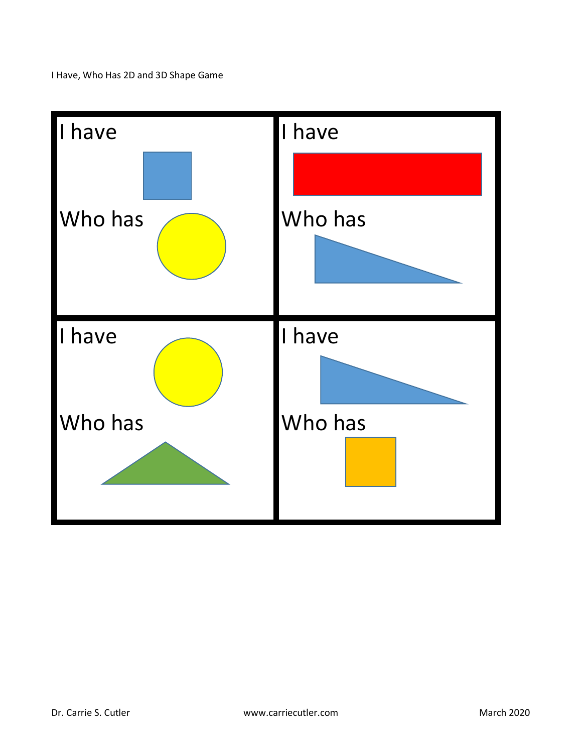I Have, Who Has 2D and 3D Shape Game

| | |
|---|---|
| I have<br><br>Who has | I have<br><br>Who has |
| I have<br><br>Who has | I have<br><br>Who has |

Dr. Carrie S. Cutler www.carriecutler.com March 2020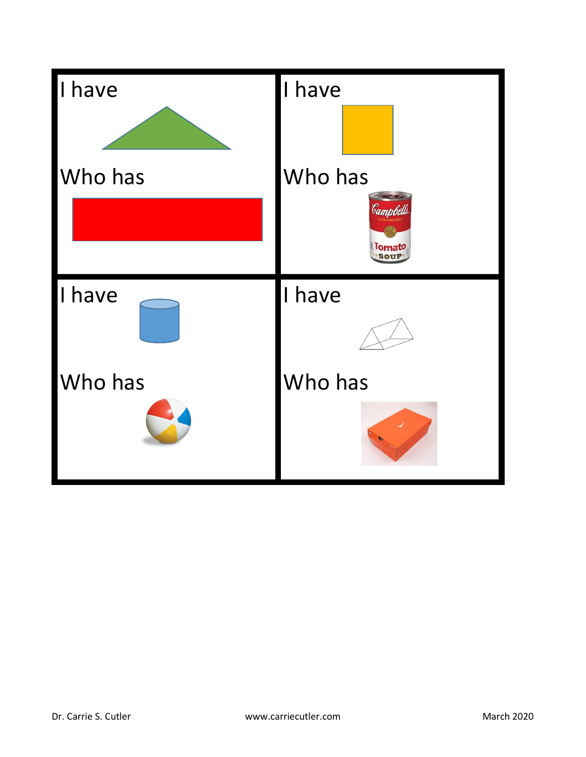| I have | I have |
| --- | --- |
| Who has | Who has |
| I have | I have |
| Who has | Who has |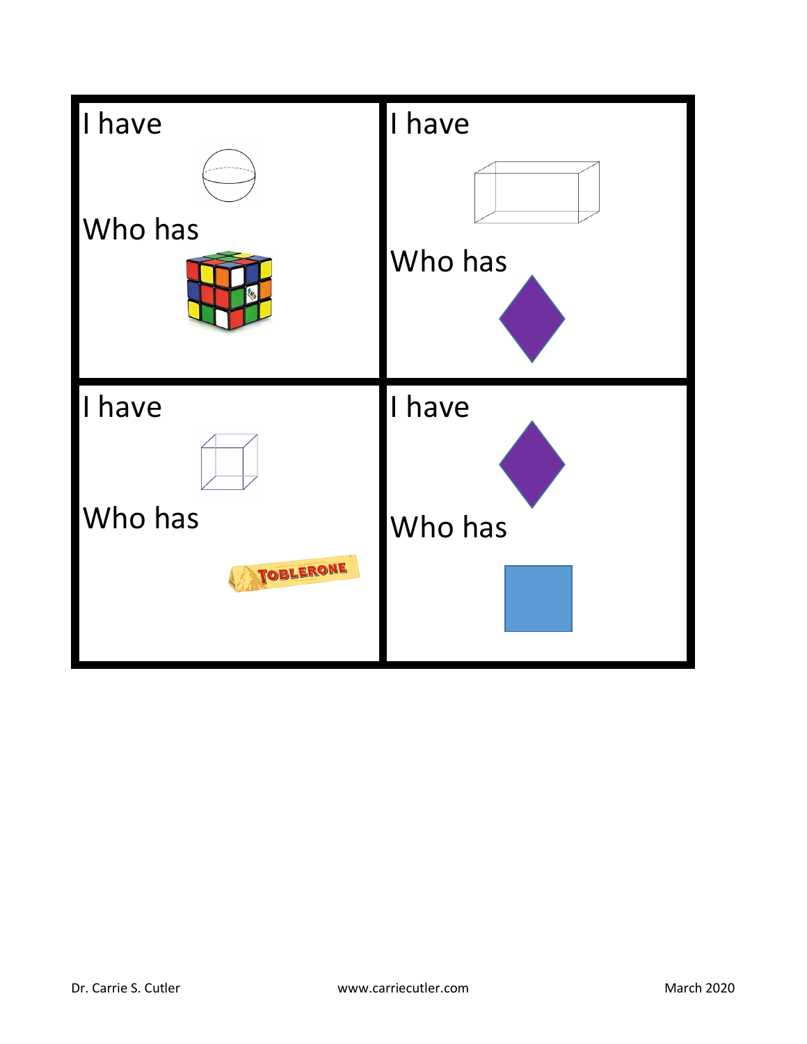| I have | I have |
| --- | --- |
| Who has | Who has |
| I have | I have |
| Who has | Who has |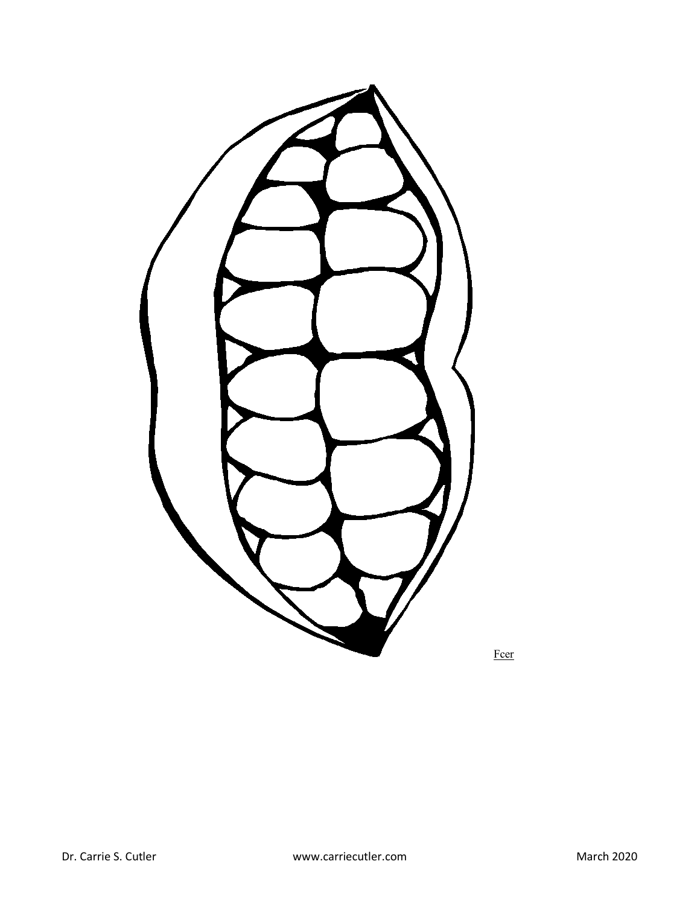Fcer